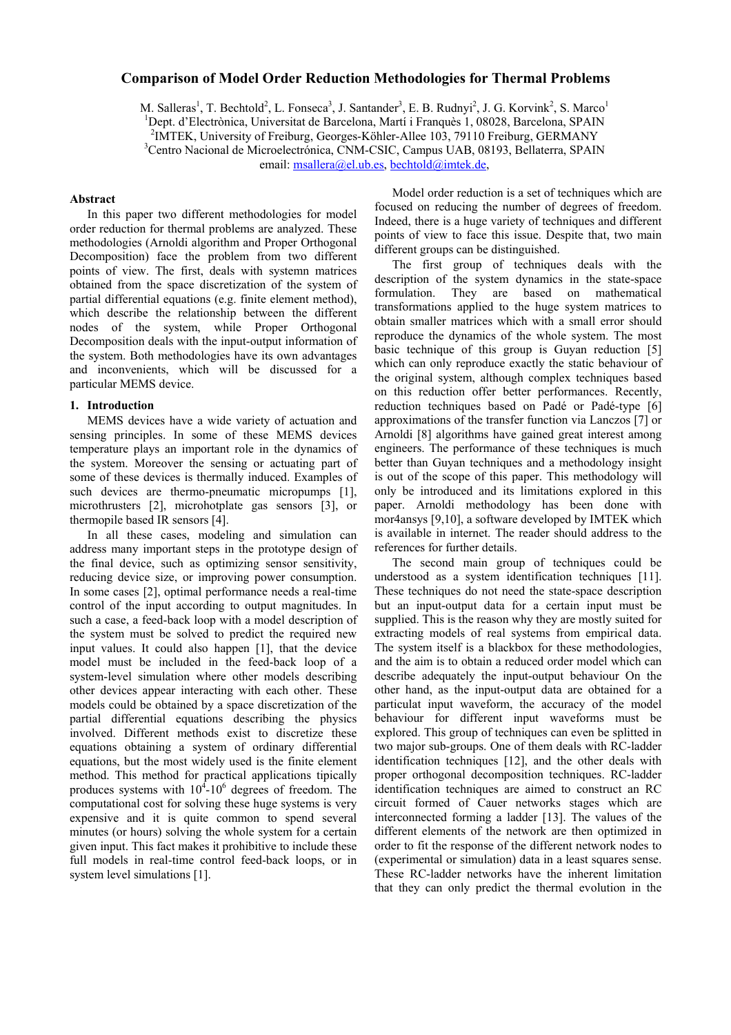# Comparison of Model Order Reduction Methodologies for Thermal Problems

M. Salleras[1], T. Bechtold[2], L. Fonseca[3], J. Santander[3], E. B. Rudnyi[2], J. G. Korvink[2], S. Marco[1]

[1]Dept. d'Electrònica, Universitat de Barcelona, Martí i Franquès 1, 08028, Barcelona, SPAIN

[2]IMTEK, University of Freiburg, Georges-Köhler-Allee 103, 79110 Freiburg, GERMANY

[3]Centro Nacional de Microelectrónica, CNM-CSIC, Campus UAB, 08193, Bellaterra, SPAIN

email: msallera@el.ub.es, bechtold@imtek.de,

### Abstract

In this paper two different methodologies for model order reduction for thermal problems are analyzed. These methodologies (Arnoldi algorithm and Proper Orthogonal Decomposition) face the problem from two different points of view. The first, deals with systemn matrices obtained from the space discretization of the system of partial differential equations (e.g. finite element method), which describe the relationship between the different nodes of the system, while Proper Orthogonal Decomposition deals with the input-output information of the system. Both methodologies have its own advantages and inconvenients, which will be discussed for a particular MEMS device.

## 1. Introduction

MEMS devices have a wide variety of actuation and sensing principles. In some of these MEMS devices temperature plays an important role in the dynamics of the system. Moreover the sensing or actuating part of some of these devices is thermally induced. Examples of such devices are thermo-pneumatic micropumps [1], microthrusters [2], microhotplate gas sensors [3], or thermopile based IR sensors [4].

In all these cases, modeling and simulation can address many important steps in the prototype design of the final device, such as optimizing sensor sensitivity, reducing device size, or improving power consumption. In some cases [2], optimal performance needs a real-time control of the input according to output magnitudes. In such a case, a feed-back loop with a model description of the system must be solved to predict the required new input values. It could also happen [1], that the device model must be included in the feed-back loop of a system-level simulation where other models describing other devices appear interacting with each other. These models could be obtained by a space discretization of the partial differential equations describing the physics involved. Different methods exist to discretize these equations obtaining a system of ordinary differential equations, but the most widely used is the finite element method. This method for practical applications tipically produces systems with $10^4$-$10^6$ degrees of freedom. The computational cost for solving these huge systems is very expensive and it is quite common to spend several minutes (or hours) solving the whole system for a certain given input. This fact makes it prohibitive to include these full models in real-time control feed-back loops, or in system level simulations [1].

Model order reduction is a set of techniques which are focused on reducing the number of degrees of freedom. Indeed, there is a huge variety of techniques and different points of view to face this issue. Despite that, two main different groups can be distinguished.

The first group of techniques deals with the description of the system dynamics in the state-space formulation. They are based on mathematical transformations applied to the huge system matrices to obtain smaller matrices which with a small error should reproduce the dynamics of the whole system. The most basic technique of this group is Guyan reduction [5] which can only reproduce exactly the static behaviour of the original system, although complex techniques based on this reduction offer better performances. Recently, reduction techniques based on Padé or Padé-type [6] approximations of the transfer function via Lanczos [7] or Arnoldi [8] algorithms have gained great interest among engineers. The performance of these techniques is much better than Guyan techniques and a methodology insight is out of the scope of this paper. This methodology will only be introduced and its limitations explored in this paper. Arnoldi methodology has been done with mor4ansys [9,10], a software developed by IMTEK which is available in internet. The reader should address to the references for further details.

The second main group of techniques could be understood as a system identification techniques [11]. These techniques do not need the state-space description but an input-output data for a certain input must be supplied. This is the reason why they are mostly suited for extracting models of real systems from empirical data. The system itself is a blackbox for these methodologies, and the aim is to obtain a reduced order model which can describe adequately the input-output behaviour On the other hand, as the input-output data are obtained for a particulat input waveform, the accuracy of the model behaviour for different input waveforms must be explored. This group of techniques can even be splitted in two major sub-groups. One of them deals with RC-ladder identification techniques [12], and the other deals with proper orthogonal decomposition techniques. RC-ladder identification techniques are aimed to construct an RC circuit formed of Cauer networks stages which are interconnected forming a ladder [13]. The values of the different elements of the network are then optimized in order to fit the response of the different network nodes to (experimental or simulation) data in a least squares sense. These RC-ladder networks have the inherent limitation that they can only predict the thermal evolution in the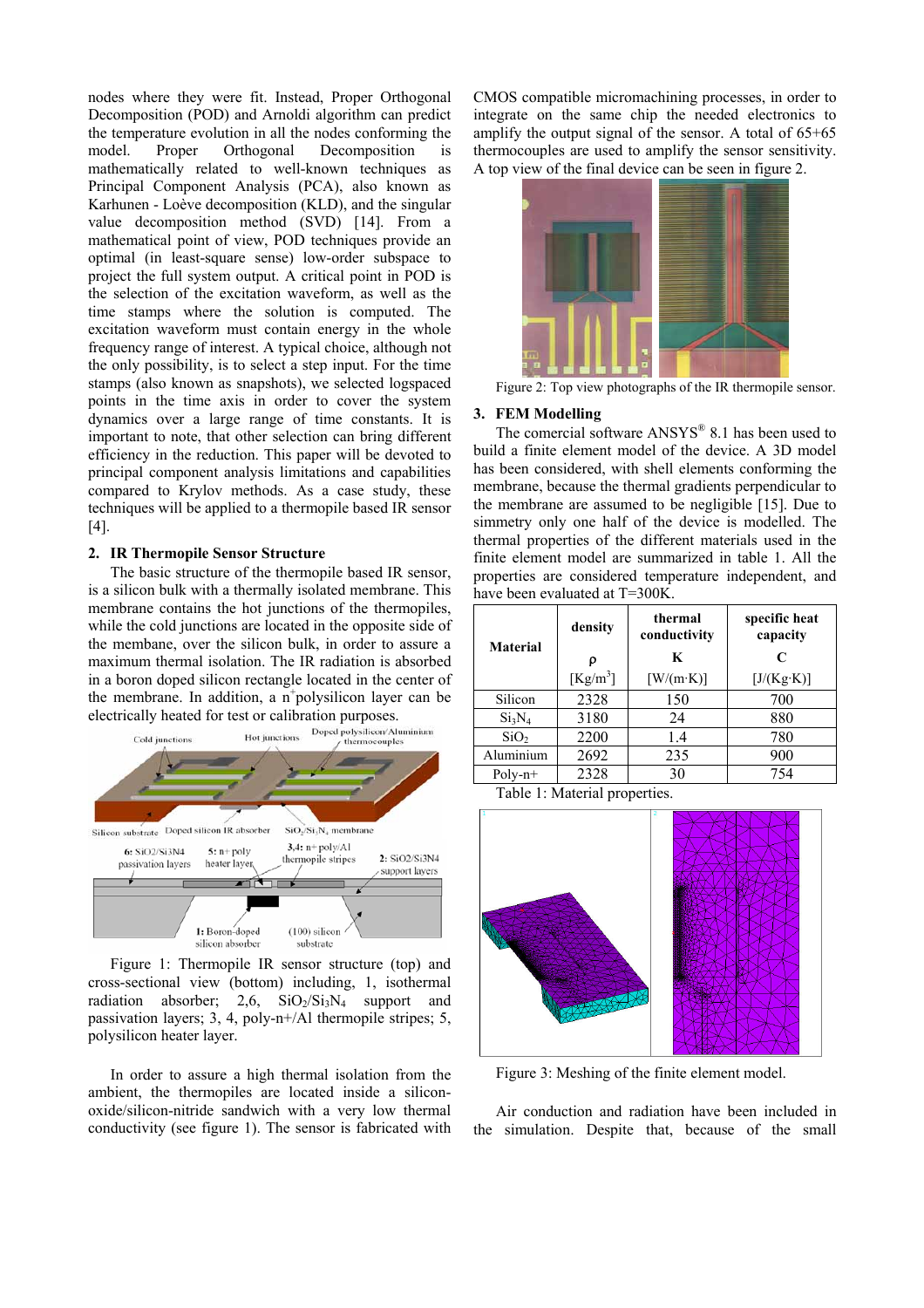nodes where they were fit. Instead, Proper Orthogonal Decomposition (POD) and Arnoldi algorithm can predict the temperature evolution in all the nodes conforming the model. Proper Orthogonal Decomposition is mathematically related to well-known techniques as Principal Component Analysis (PCA), also known as Karhunen - Loève decomposition (KLD), and the singular value decomposition method (SVD) [14]. From a mathematical point of view, POD techniques provide an optimal (in least-square sense) low-order subspace to project the full system output. A critical point in POD is the selection of the excitation waveform, as well as the time stamps where the solution is computed. The excitation waveform must contain energy in the whole frequency range of interest. A typical choice, although not the only possibility, is to select a step input. For the time stamps (also known as snapshots), we selected logspaced points in the time axis in order to cover the system dynamics over a large range of time constants. It is important to note, that other selection can bring different efficiency in the reduction. This paper will be devoted to principal component analysis limitations and capabilities compared to Krylov methods. As a case study, these techniques will be applied to a thermopile based IR sensor [4].

## 2. IR Thermopile Sensor Structure

The basic structure of the thermopile based IR sensor, is a silicon bulk with a thermally isolated membrane. This membrane contains the hot junctions of the thermopiles, while the cold junctions are located in the opposite side of the membane, over the silicon bulk, in order to assure a maximum thermal isolation. The IR radiation is absorbed in a boron doped silicon rectangle located in the center of the membrane. In addition, a n$^+$polysilicon layer can be electrically heated for test or calibration purposes.

Figure 1: Thermopile IR sensor structure (top) and cross-sectional view (bottom) including, 1, isothermal radiation absorber; 2,6, $SiO_2/Si_3N_4$ support and passivation layers; 3, 4, poly-n+/Al thermopile stripes; 5, polysilicon heater layer.

In order to assure a high thermal isolation from the ambient, the thermopiles are located inside a silicon-oxide/silicon-nitride sandwich with a very low thermal conductivity (see figure 1). The sensor is fabricated with CMOS compatible micromachining processes, in order to integrate on the same chip the needed electronics to amplify the output signal of the sensor. A total of 65+65 thermocouples are used to amplify the sensor sensitivity. A top view of the final device can be seen in figure 2.

Figure 2: Top view photographs of the IR thermopile sensor.

## 3. FEM Modelling

The comercial software ANSYS® 8.1 has been used to build a finite element model of the device. A 3D model has been considered, with shell elements conforming the membrane, because the thermal gradients perpendicular to the membrane are assumed to be negligible [15]. Due to simmetry only one half of the device is modelled. The thermal properties of the different materials used in the finite element model are summarized in table 1. All the properties are considered temperature independent, and have been evaluated at T=300K.

| Material | density $\rho$ [Kg/m$^3$] | thermal conductivity K [W/(m·K)] | specific heat capacity C [J/(Kg·K)] |
|---|---|---|---|
| Silicon | 2328 | 150 | 700 |
| $Si_3N_4$ | 3180 | 24 | 880 |
| $SiO_2$ | 2200 | 1.4 | 780 |
| Aluminium | 2692 | 235 | 900 |
| Poly-n+ | 2328 | 30 | 754 |

Table 1: Material properties.

Figure 3: Meshing of the finite element model.

Air conduction and radiation have been included in the simulation. Despite that, because of the small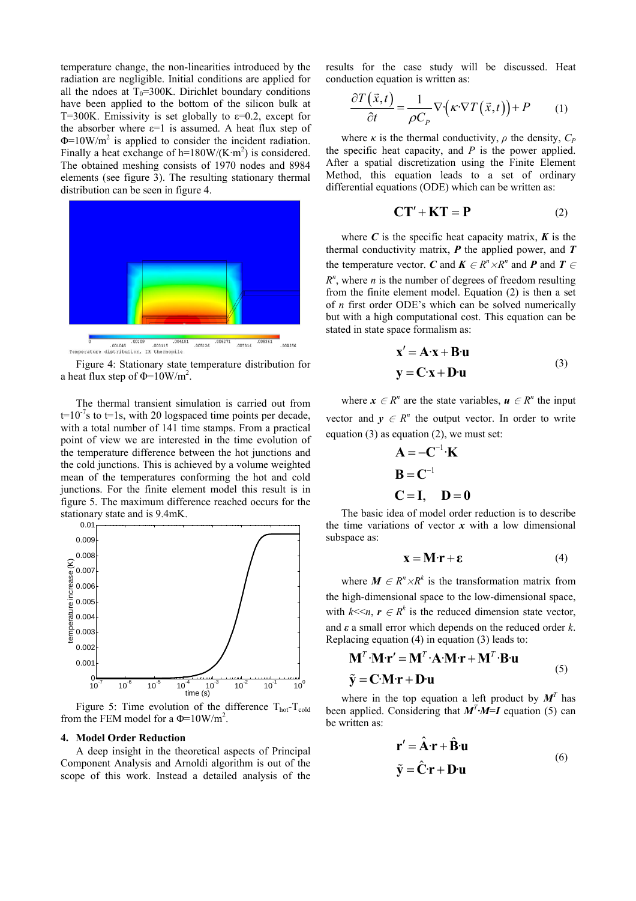temperature change, the non-linearities introduced by the radiation are negligible. Initial conditions are applied for all the ndoes at $T_0$=300K. Dirichlet boundary conditions have been applied to the bottom of the silicon bulk at T=300K. Emissivity is set globally to ε=0.2, except for the absorber where ε=1 is assumed. A heat flux step of Φ=10W/m$^2$ is applied to consider the incident radiation. Finally a heat exchange of h=180W/(K·m$^2$) is considered. The obtained meshing consists of 1970 nodes and 8984 elements (see figure 3). The resulting stationary thermal distribution can be seen in figure 4.

Figure 4: Stationary state temperature distribution for a heat flux step of Φ=10W/m$^2$.

The thermal transient simulation is carried out from t=$10^{-7}$s to t=1s, with 20 logspaced time points per decade, with a total number of 141 time stamps. From a practical point of view we are interested in the temperature difference between the hot junctions and the cold junctions. This is achieved by a volume weighted mean of the temperatures conforming the hot and cold junctions. For the finite element model this result is in figure 5. The maximum difference reached occurs for the stationary state and is 9.4mK.

Figure 5: Time evolution of the difference $T_{hot}$-$T_{cold}$ from the FEM model for a Φ=10W/m$^2$.

## 4. Model Order Reduction

A deep insight in the theoretical aspects of Principal Component Analysis and Arnoldi algorithm is out of the scope of this work. Instead a detailed analysis of the results for the case study will be discussed. Heat conduction equation is written as:

$$\frac{\partial T(\vec{x},t)}{\partial t} = \frac{1}{\rho C_P}\nabla\cdot\left(\kappa\cdot\nabla T(\vec{x},t)\right) + P \qquad (1)$$

where $\kappa$ is the thermal conductivity, $\rho$ the density, $C_P$ the specific heat capacity, and $P$ is the power applied. After a spatial discretization using the Finite Element Method, this equation leads to a set of ordinary differential equations (ODE) which can be written as:

$$\mathbf{CT}' + \mathbf{KT} = \mathbf{P} \qquad (2)$$

where $\boldsymbol{C}$ is the specific heat capacity matrix, $\boldsymbol{K}$ is the thermal conductivity matrix, $\boldsymbol{P}$ the applied power, and $\boldsymbol{T}$ the temperature vector. $\boldsymbol{C}$ and $\boldsymbol{K} \in R^n \times R^n$ and $\boldsymbol{P}$ and $\boldsymbol{T} \in R^n$, where $n$ is the number of degrees of freedom resulting from the finite element model. Equation (2) is then a set of $n$ first order ODE's which can be solved numerically but with a high computational cost. This equation can be stated in state space formalism as:

$$\begin{aligned}\mathbf{x}' &= \mathbf{A}\cdot\mathbf{x} + \mathbf{B}\cdot\mathbf{u}\\ \mathbf{y} &= \mathbf{C}\cdot\mathbf{x} + \mathbf{D}\cdot\mathbf{u}\end{aligned} \qquad (3)$$

where $\boldsymbol{x} \in R^n$ are the state variables, $\boldsymbol{u} \in R^n$ the input vector and $\boldsymbol{y} \in R^n$ the output vector. In order to write equation (3) as equation (2), we must set:

$$\mathbf{A} = -\mathbf{C}^{-1}\cdot\mathbf{K}$$

$$\mathbf{B} = \mathbf{C}^{-1}$$

$$\mathbf{C} = \mathbf{I}, \quad \mathbf{D} = \mathbf{0}$$

The basic idea of model order reduction is to describe the time variations of vector $\boldsymbol{x}$ with a low dimensional subspace as:

$$\mathbf{x} = \mathbf{M}\cdot\mathbf{r} + \boldsymbol{\varepsilon} \qquad (4)$$

where $\boldsymbol{M} \in R^n \times R^k$ is the transformation matrix from the high-dimensional space to the low-dimensional space, with $k$<<$n$, $\boldsymbol{r} \in R^k$ is the reduced dimension state vector, and $\boldsymbol{\varepsilon}$ a small error which depends on the reduced order $k$. Replacing equation (4) in equation (3) leads to:

$$\begin{aligned}\mathbf{M}^T\cdot\mathbf{M}\cdot\mathbf{r}' &= \mathbf{M}^T\cdot\mathbf{A}\cdot\mathbf{M}\cdot\mathbf{r} + \mathbf{M}^T\cdot\mathbf{B}\cdot\mathbf{u}\\ \tilde{\mathbf{y}} &= \mathbf{C}\cdot\mathbf{M}\cdot\mathbf{r} + \mathbf{D}\cdot\mathbf{u}\end{aligned} \qquad (5)$$

where in the top equation a left product by $\boldsymbol{M}^T$ has been applied. Considering that $\boldsymbol{M}^T\cdot\boldsymbol{M}=\boldsymbol{I}$ equation (5) can be written as:

$$\begin{aligned}\mathbf{r}' &= \hat{\mathbf{A}}\cdot\mathbf{r} + \hat{\mathbf{B}}\cdot\mathbf{u}\\ \tilde{\mathbf{y}} &= \hat{\mathbf{C}}\cdot\mathbf{r} + \mathbf{D}\cdot\mathbf{u}\end{aligned} \qquad (6)$$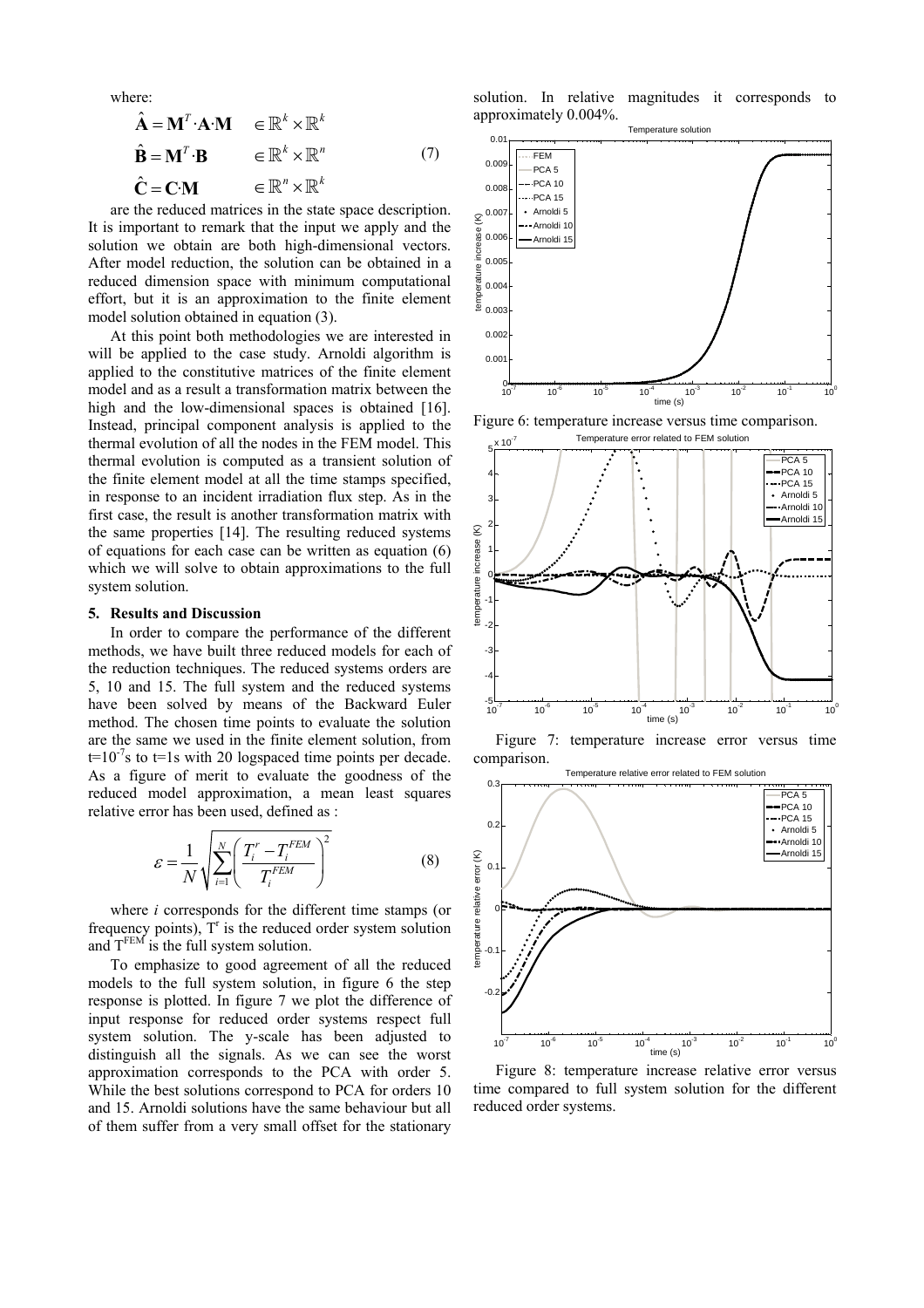where:

$$\begin{aligned} \hat{\mathbf{A}} &= \mathbf{M}^T \cdot \mathbf{A} \cdot \mathbf{M} && \in \mathbb{R}^k \times \mathbb{R}^k \\ \hat{\mathbf{B}} &= \mathbf{M}^T \cdot \mathbf{B} && \in \mathbb{R}^k \times \mathbb{R}^n \\ \hat{\mathbf{C}} &= \mathbf{C} \cdot \mathbf{M} && \in \mathbb{R}^n \times \mathbb{R}^k \end{aligned} \tag{7}$$

are the reduced matrices in the state space description. It is important to remark that the input we apply and the solution we obtain are both high-dimensional vectors. After model reduction, the solution can be obtained in a reduced dimension space with minimum computational effort, but it is an approximation to the finite element model solution obtained in equation (3).

At this point both methodologies we are interested in will be applied to the case study. Arnoldi algorithm is applied to the constitutive matrices of the finite element model and as a result a transformation matrix between the high and the low-dimensional spaces is obtained [16]. Instead, principal component analysis is applied to the thermal evolution of all the nodes in the FEM model. This thermal evolution is computed as a transient solution of the finite element model at all the time stamps specified, in response to an incident irradiation flux step. As in the first case, the result is another transformation matrix with the same properties [14]. The resulting reduced systems of equations for each case can be written as equation (6) which we will solve to obtain approximations to the full system solution.

## 5. Results and Discussion

In order to compare the performance of the different methods, we have built three reduced models for each of the reduction techniques. The reduced systems orders are 5, 10 and 15. The full system and the reduced systems have been solved by means of the Backward Euler method. The chosen time points to evaluate the solution are the same we used in the finite element solution, from $t=10^{-7}$s to t=1s with 20 logspaced time points per decade. As a figure of merit to evaluate the goodness of the reduced model approximation, a mean least squares relative error has been used, defined as :

$$\varepsilon = \frac{1}{N}\sqrt{\sum_{i=1}^{N}\left(\frac{T_i^r - T_i^{FEM}}{T_i^{FEM}}\right)^2} \tag{8}$$

where $i$ corresponds for the different time stamps (or frequency points), $T^r$ is the reduced order system solution and $T^{FEM}$ is the full system solution.

To emphasize to good agreement of all the reduced models to the full system solution, in figure 6 the step response is plotted. In figure 7 we plot the difference of input response for reduced order systems respect full system solution. The y-scale has been adjusted to distinguish all the signals. As we can see the worst approximation corresponds to the PCA with order 5. While the best solutions correspond to PCA for orders 10 and 15. Arnoldi solutions have the same behaviour but all of them suffer from a very small offset for the stationary solution. In relative magnitudes it corresponds to approximately 0.004%.

Figure 6: temperature increase versus time comparison.

Figure 7: temperature increase error versus time comparison.

Figure 8: temperature increase relative error versus time compared to full system solution for the different reduced order systems.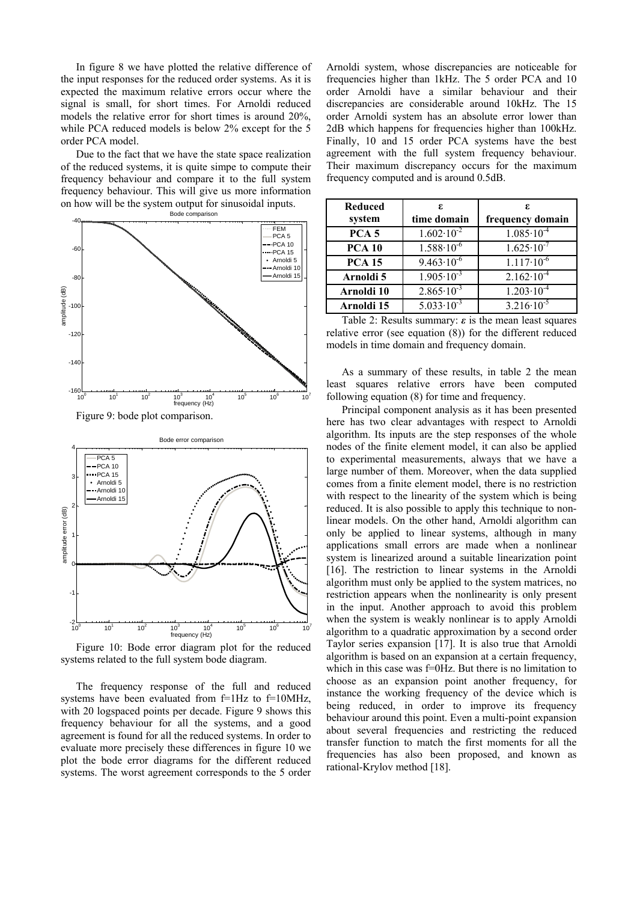In figure 8 we have plotted the relative difference of the input responses for the reduced order systems. As it is expected the maximum relative errors occur where the signal is small, for short times. For Arnoldi reduced models the relative error for short times is around 20%, while PCA reduced models is below 2% except for the 5 order PCA model.

Due to the fact that we have the state space realization of the reduced systems, it is quite simpe to compute their frequency behaviour and compare it to the full system frequency behaviour. This will give us more information on how will be the system output for sinusoidal inputs.

Figure 9: bode plot comparison.

Figure 10: Bode error diagram plot for the reduced systems related to the full system bode diagram.

The frequency response of the full and reduced systems have been evaluated from f=1Hz to f=10MHz, with 20 logspaced points per decade. Figure 9 shows this frequency behaviour for all the systems, and a good agreement is found for all the reduced systems. In order to evaluate more precisely these differences in figure 10 we plot the bode error diagrams for the different reduced systems. The worst agreement corresponds to the 5 order Arnoldi system, whose discrepancies are noticeable for frequencies higher than 1kHz. The 5 order PCA and 10 order Arnoldi have a similar behaviour and their discrepancies are considerable around 10kHz. The 15 order Arnoldi system has an absolute error lower than 2dB which happens for frequencies higher than 100kHz. Finally, 10 and 15 order PCA systems have the best agreement with the full system frequency behaviour. Their maximum discrepancy occurs for the maximum frequency computed and is around 0.5dB.

| Reduced system | $\varepsilon$ time domain | $\varepsilon$ frequency domain |
|---|---|---|
| **PCA 5** | $1.602\cdot10^{-2}$ | $1.085\cdot10^{-4}$ |
| **PCA 10** | $1.588\cdot10^{-6}$ | $1.625\cdot10^{-7}$ |
| **PCA 15** | $9.463\cdot10^{-6}$ | $1.117\cdot10^{-6}$ |
| **Arnoldi 5** | $1.905\cdot10^{-3}$ | $2.162\cdot10^{-4}$ |
| **Arnoldi 10** | $2.865\cdot10^{-3}$ | $1.203\cdot10^{-4}$ |
| **Arnoldi 15** | $5.033\cdot10^{-3}$ | $3.216\cdot10^{-5}$ |

Table 2: Results summary: $\varepsilon$ is the mean least squares relative error (see equation (8)) for the different reduced models in time domain and frequency domain.

As a summary of these results, in table 2 the mean least squares relative errors have been computed following equation (8) for time and frequency.

Principal component analysis as it has been presented here has two clear advantages with respect to Arnoldi algorithm. Its inputs are the step responses of the whole nodes of the finite element model, it can also be applied to experimental measurements, always that we have a large number of them. Moreover, when the data supplied comes from a finite element model, there is no restriction with respect to the linearity of the system which is being reduced. It is also possible to apply this technique to non-linear models. On the other hand, Arnoldi algorithm can only be applied to linear systems, although in many applications small errors are made when a nonlinear system is linearized around a suitable linearization point [16]. The restriction to linear systems in the Arnoldi algorithm must only be applied to the system matrices, no restriction appears when the nonlinearity is only present in the input. Another approach to avoid this problem when the system is weakly nonlinear is to apply Arnoldi algorithm to a quadratic approximation by a second order Taylor series expansion [17]. It is also true that Arnoldi algorithm is based on an expansion at a certain frequency, which in this case was f=0Hz. But there is no limitation to choose as an expansion point another frequency, for instance the working frequency of the device which is being reduced, in order to improve its frequency behaviour around this point. Even a multi-point expansion about several frequencies and restricting the reduced transfer function to match the first moments for all the frequencies has also been proposed, and known as rational-Krylov method [18].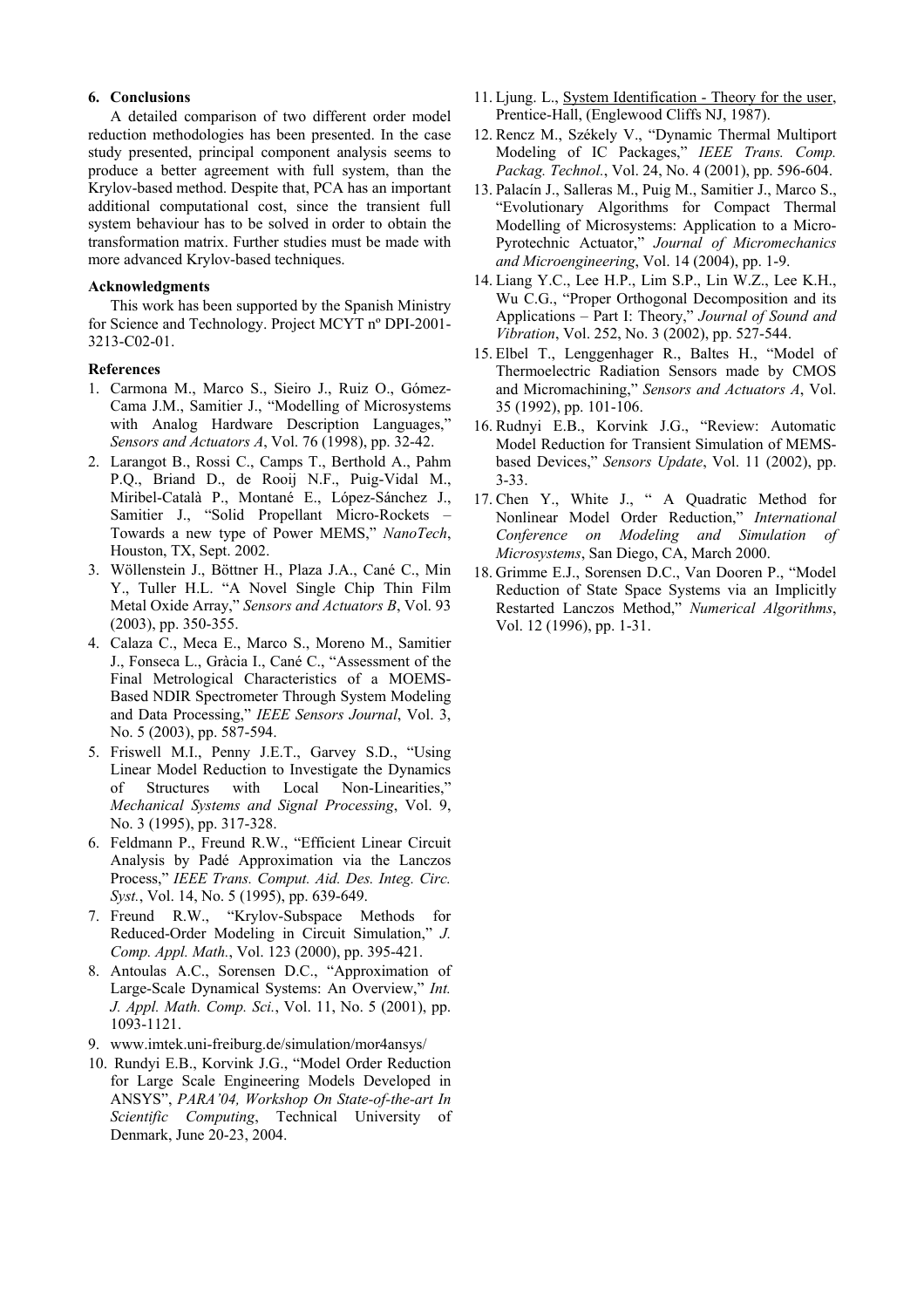## 6. Conclusions

A detailed comparison of two different order model reduction methodologies has been presented. In the case study presented, principal component analysis seems to produce a better agreement with full system, than the Krylov-based method. Despite that, PCA has an important additional computational cost, since the transient full system behaviour has to be solved in order to obtain the transformation matrix. Further studies must be made with more advanced Krylov-based techniques.

### Acknowledgments

This work has been supported by the Spanish Ministry for Science and Technology. Project MCYT nº DPI-2001-3213-C02-01.

### References

1. Carmona M., Marco S., Sieiro J., Ruiz O., Gómez-Cama J.M., Samitier J., "Modelling of Microsystems with Analog Hardware Description Languages," *Sensors and Actuators A*, Vol. 76 (1998), pp. 32-42.
2. Larangot B., Rossi C., Camps T., Berthold A., Pahm P.Q., Briand D., de Rooij N.F., Puig-Vidal M., Miribel-Català P., Montané E., López-Sánchez J., Samitier J., "Solid Propellant Micro-Rockets – Towards a new type of Power MEMS," *NanoTech*, Houston, TX, Sept. 2002.
3. Wöllenstein J., Böttner H., Plaza J.A., Cané C., Min Y., Tuller H.L. "A Novel Single Chip Thin Film Metal Oxide Array," *Sensors and Actuators B*, Vol. 93 (2003), pp. 350-355.
4. Calaza C., Meca E., Marco S., Moreno M., Samitier J., Fonseca L., Gràcia I., Cané C., "Assessment of the Final Metrological Characteristics of a MOEMS-Based NDIR Spectrometer Through System Modeling and Data Processing," *IEEE Sensors Journal*, Vol. 3, No. 5 (2003), pp. 587-594.
5. Friswell M.I., Penny J.E.T., Garvey S.D., "Using Linear Model Reduction to Investigate the Dynamics of Structures with Local Non-Linearities," *Mechanical Systems and Signal Processing*, Vol. 9, No. 3 (1995), pp. 317-328.
6. Feldmann P., Freund R.W., "Efficient Linear Circuit Analysis by Padé Approximation via the Lanczos Process," *IEEE Trans. Comput. Aid. Des. Integ. Circ. Syst.*, Vol. 14, No. 5 (1995), pp. 639-649.
7. Freund R.W., "Krylov-Subspace Methods for Reduced-Order Modeling in Circuit Simulation," *J. Comp. Appl. Math.*, Vol. 123 (2000), pp. 395-421.
8. Antoulas A.C., Sorensen D.C., "Approximation of Large-Scale Dynamical Systems: An Overview," *Int. J. Appl. Math. Comp. Sci.*, Vol. 11, No. 5 (2001), pp. 1093-1121.
9. www.imtek.uni-freiburg.de/simulation/mor4ansys/
10. Rundyi E.B., Korvink J.G., "Model Order Reduction for Large Scale Engineering Models Developed in ANSYS", *PARA'04, Workshop On State-of-the-art In Scientific Computing*, Technical University of Denmark, June 20-23, 2004.
11. Ljung. L., System Identification - Theory for the user, Prentice-Hall, (Englewood Cliffs NJ, 1987).
12. Rencz M., Székely V., "Dynamic Thermal Multiport Modeling of IC Packages," *IEEE Trans. Comp. Packag. Technol.*, Vol. 24, No. 4 (2001), pp. 596-604.
13. Palacín J., Salleras M., Puig M., Samitier J., Marco S., "Evolutionary Algorithms for Compact Thermal Modelling of Microsystems: Application to a Micro-Pyrotechnic Actuator," *Journal of Micromechanics and Microengineering*, Vol. 14 (2004), pp. 1-9.
14. Liang Y.C., Lee H.P., Lim S.P., Lin W.Z., Lee K.H., Wu C.G., "Proper Orthogonal Decomposition and its Applications – Part I: Theory," *Journal of Sound and Vibration*, Vol. 252, No. 3 (2002), pp. 527-544.
15. Elbel T., Lenggenhager R., Baltes H., "Model of Thermoelectric Radiation Sensors made by CMOS and Micromachining," *Sensors and Actuators A*, Vol. 35 (1992), pp. 101-106.
16. Rudnyi E.B., Korvink J.G., "Review: Automatic Model Reduction for Transient Simulation of MEMS-based Devices," *Sensors Update*, Vol. 11 (2002), pp. 3-33.
17. Chen Y., White J., " A Quadratic Method for Nonlinear Model Order Reduction," *International Conference on Modeling and Simulation of Microsystems*, San Diego, CA, March 2000.
18. Grimme E.J., Sorensen D.C., Van Dooren P., "Model Reduction of State Space Systems via an Implicitly Restarted Lanczos Method," *Numerical Algorithms*, Vol. 12 (1996), pp. 1-31.